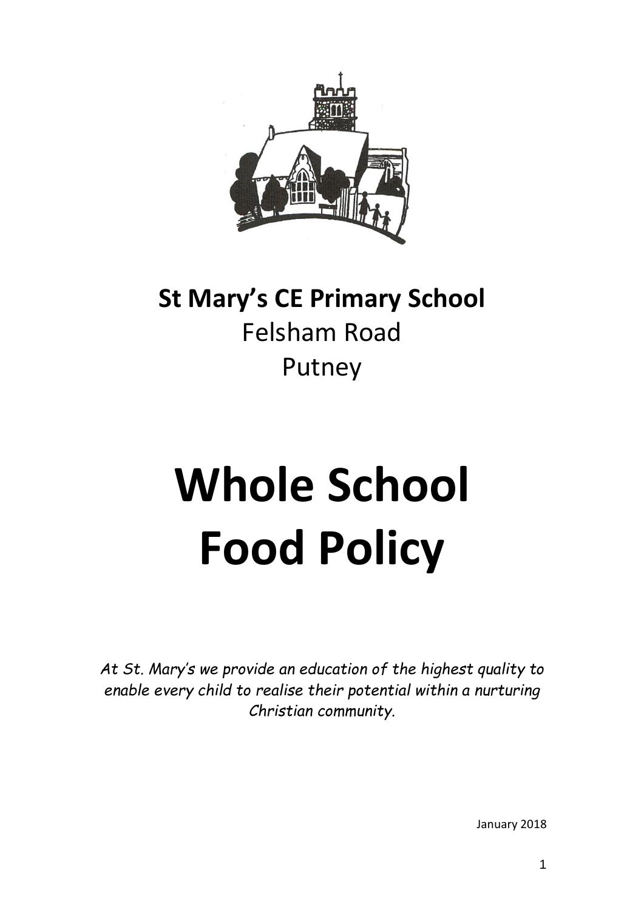**St Mary's CE Primary School**

Felsham Road

Putney

# Whole School Food Policy

*At St. Mary's we provide an education of the highest quality to enable every child to realise their potential within a nurturing Christian community.*

January 2018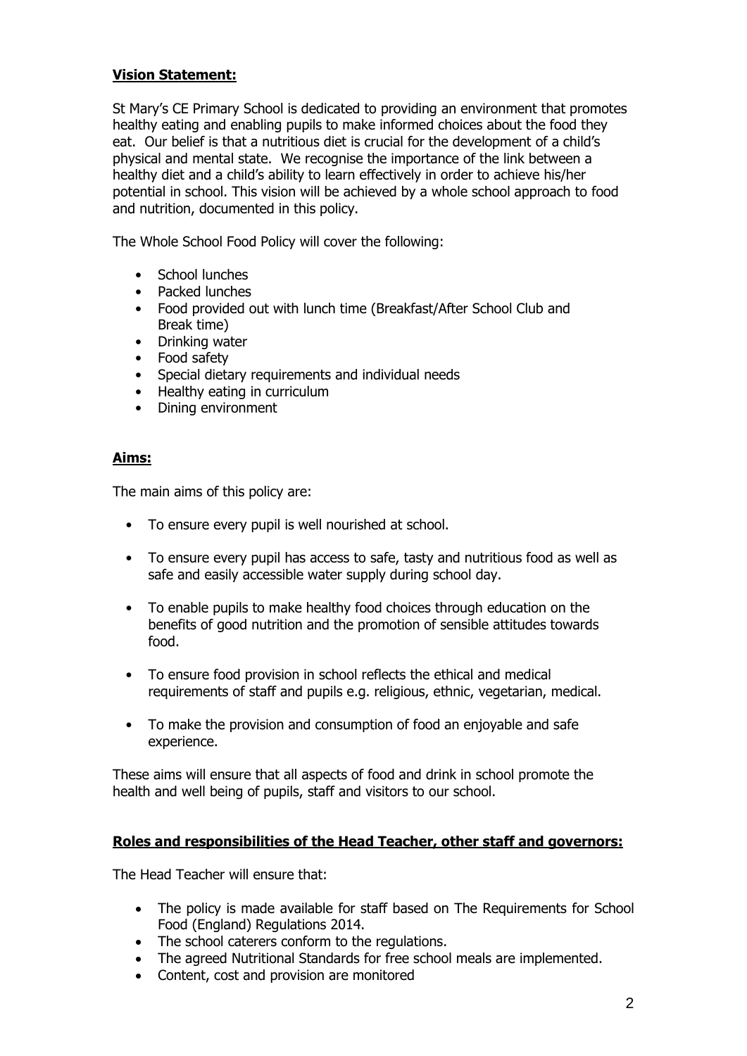## Vision Statement:

St Mary's CE Primary School is dedicated to providing an environment that promotes healthy eating and enabling pupils to make informed choices about the food they eat. Our belief is that a nutritious diet is crucial for the development of a child's physical and mental state. We recognise the importance of the link between a healthy diet and a child's ability to learn effectively in order to achieve his/her potential in school. This vision will be achieved by a whole school approach to food and nutrition, documented in this policy.

The Whole School Food Policy will cover the following:

- School lunches
- Packed lunches
- Food provided out with lunch time (Breakfast/After School Club and Break time)
- Drinking water
- Food safety
- Special dietary requirements and individual needs
- Healthy eating in curriculum
- Dining environment

## Aims:

The main aims of this policy are:

- To ensure every pupil is well nourished at school.
- To ensure every pupil has access to safe, tasty and nutritious food as well as safe and easily accessible water supply during school day.
- To enable pupils to make healthy food choices through education on the benefits of good nutrition and the promotion of sensible attitudes towards food.
- To ensure food provision in school reflects the ethical and medical requirements of staff and pupils e.g. religious, ethnic, vegetarian, medical.
- To make the provision and consumption of food an enjoyable and safe experience.

These aims will ensure that all aspects of food and drink in school promote the health and well being of pupils, staff and visitors to our school.

## Roles and responsibilities of the Head Teacher, other staff and governors:

The Head Teacher will ensure that:

- The policy is made available for staff based on The Requirements for School Food (England) Regulations 2014.
- The school caterers conform to the regulations.
- The agreed Nutritional Standards for free school meals are implemented.
- Content, cost and provision are monitored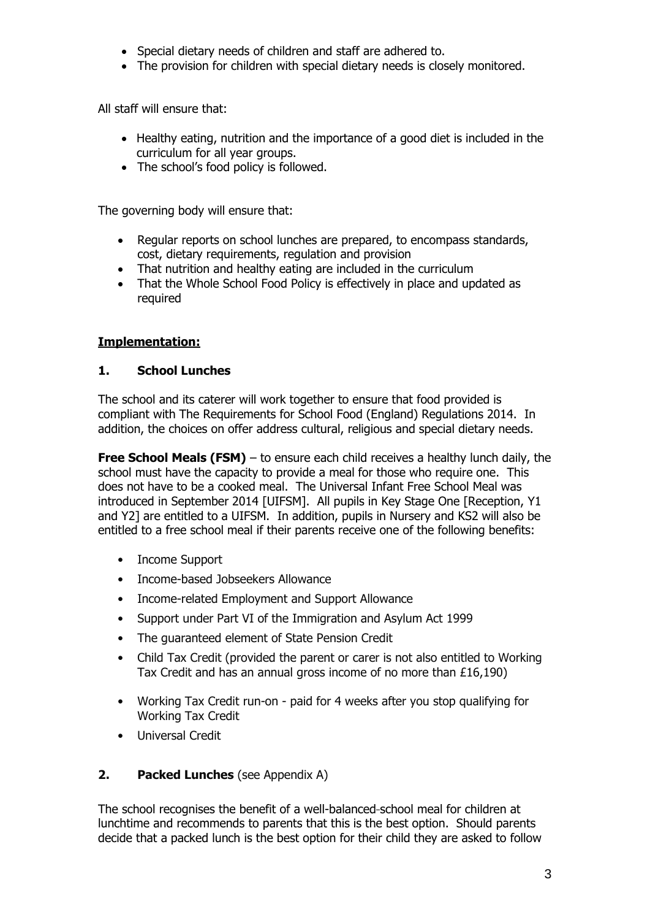- Special dietary needs of children and staff are adhered to.
- The provision for children with special dietary needs is closely monitored.

All staff will ensure that:

- Healthy eating, nutrition and the importance of a good diet is included in the curriculum for all year groups.
- The school's food policy is followed.

The governing body will ensure that:

- Regular reports on school lunches are prepared, to encompass standards, cost, dietary requirements, regulation and provision
- That nutrition and healthy eating are included in the curriculum
- That the Whole School Food Policy is effectively in place and updated as required

## **Implementation:**

### 1. School Lunches

The school and its caterer will work together to ensure that food provided is compliant with The Requirements for School Food (England) Regulations 2014. In addition, the choices on offer address cultural, religious and special dietary needs.

**Free School Meals (FSM)** – to ensure each child receives a healthy lunch daily, the school must have the capacity to provide a meal for those who require one. This does not have to be a cooked meal. The Universal Infant Free School Meal was introduced in September 2014 [UIFSM]. All pupils in Key Stage One [Reception, Y1 and Y2] are entitled to a UIFSM. In addition, pupils in Nursery and KS2 will also be entitled to a free school meal if their parents receive one of the following benefits:

- Income Support
- Income-based Jobseekers Allowance
- Income-related Employment and Support Allowance
- Support under Part VI of the Immigration and Asylum Act 1999
- The guaranteed element of State Pension Credit
- Child Tax Credit (provided the parent or carer is not also entitled to Working Tax Credit and has an annual gross income of no more than £16,190)
- Working Tax Credit run-on - paid for 4 weeks after you stop qualifying for Working Tax Credit
- Universal Credit

### 2. Packed Lunches (see Appendix A)

The school recognises the benefit of a well-balanced school meal for children at lunchtime and recommends to parents that this is the best option. Should parents decide that a packed lunch is the best option for their child they are asked to follow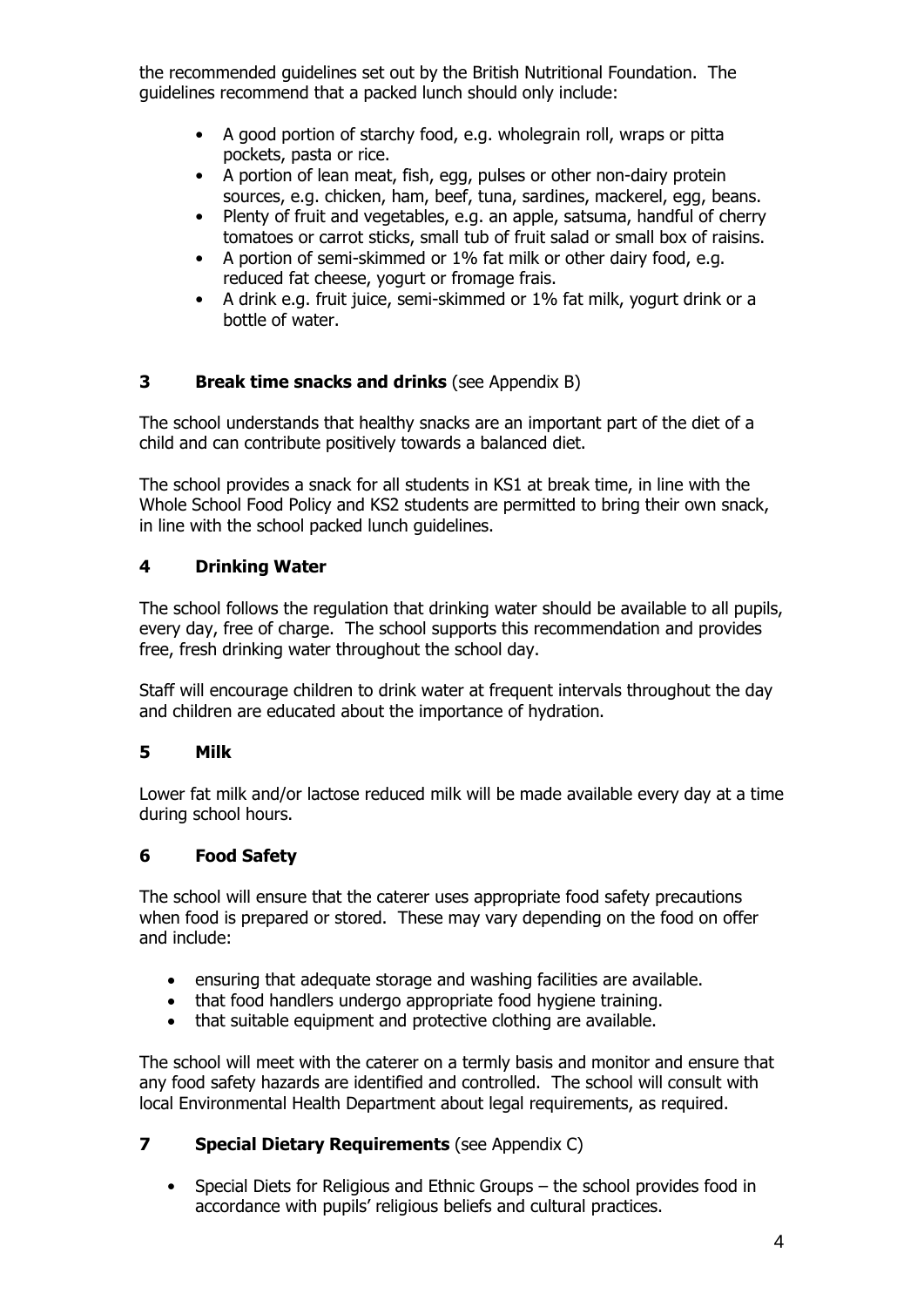the recommended guidelines set out by the British Nutritional Foundation. The guidelines recommend that a packed lunch should only include:

- A good portion of starchy food, e.g. wholegrain roll, wraps or pitta pockets, pasta or rice.
- A portion of lean meat, fish, egg, pulses or other non-dairy protein sources, e.g. chicken, ham, beef, tuna, sardines, mackerel, egg, beans.
- Plenty of fruit and vegetables, e.g. an apple, satsuma, handful of cherry tomatoes or carrot sticks, small tub of fruit salad or small box of raisins.
- A portion of semi-skimmed or 1% fat milk or other dairy food, e.g. reduced fat cheese, yogurt or fromage frais.
- A drink e.g. fruit juice, semi-skimmed or 1% fat milk, yogurt drink or a bottle of water.

## 3 **Break time snacks and drinks** (see Appendix B)

The school understands that healthy snacks are an important part of the diet of a child and can contribute positively towards a balanced diet.

The school provides a snack for all students in KS1 at break time, in line with the Whole School Food Policy and KS2 students are permitted to bring their own snack, in line with the school packed lunch guidelines.

## 4 Drinking Water

The school follows the regulation that drinking water should be available to all pupils, every day, free of charge. The school supports this recommendation and provides free, fresh drinking water throughout the school day.

Staff will encourage children to drink water at frequent intervals throughout the day and children are educated about the importance of hydration.

## 5 Milk

Lower fat milk and/or lactose reduced milk will be made available every day at a time during school hours.

## 6 Food Safety

The school will ensure that the caterer uses appropriate food safety precautions when food is prepared or stored. These may vary depending on the food on offer and include:

- ensuring that adequate storage and washing facilities are available.
- that food handlers undergo appropriate food hygiene training.
- that suitable equipment and protective clothing are available.

The school will meet with the caterer on a termly basis and monitor and ensure that any food safety hazards are identified and controlled. The school will consult with local Environmental Health Department about legal requirements, as required.

## 7 **Special Dietary Requirements** (see Appendix C)

- Special Diets for Religious and Ethnic Groups – the school provides food in accordance with pupils' religious beliefs and cultural practices.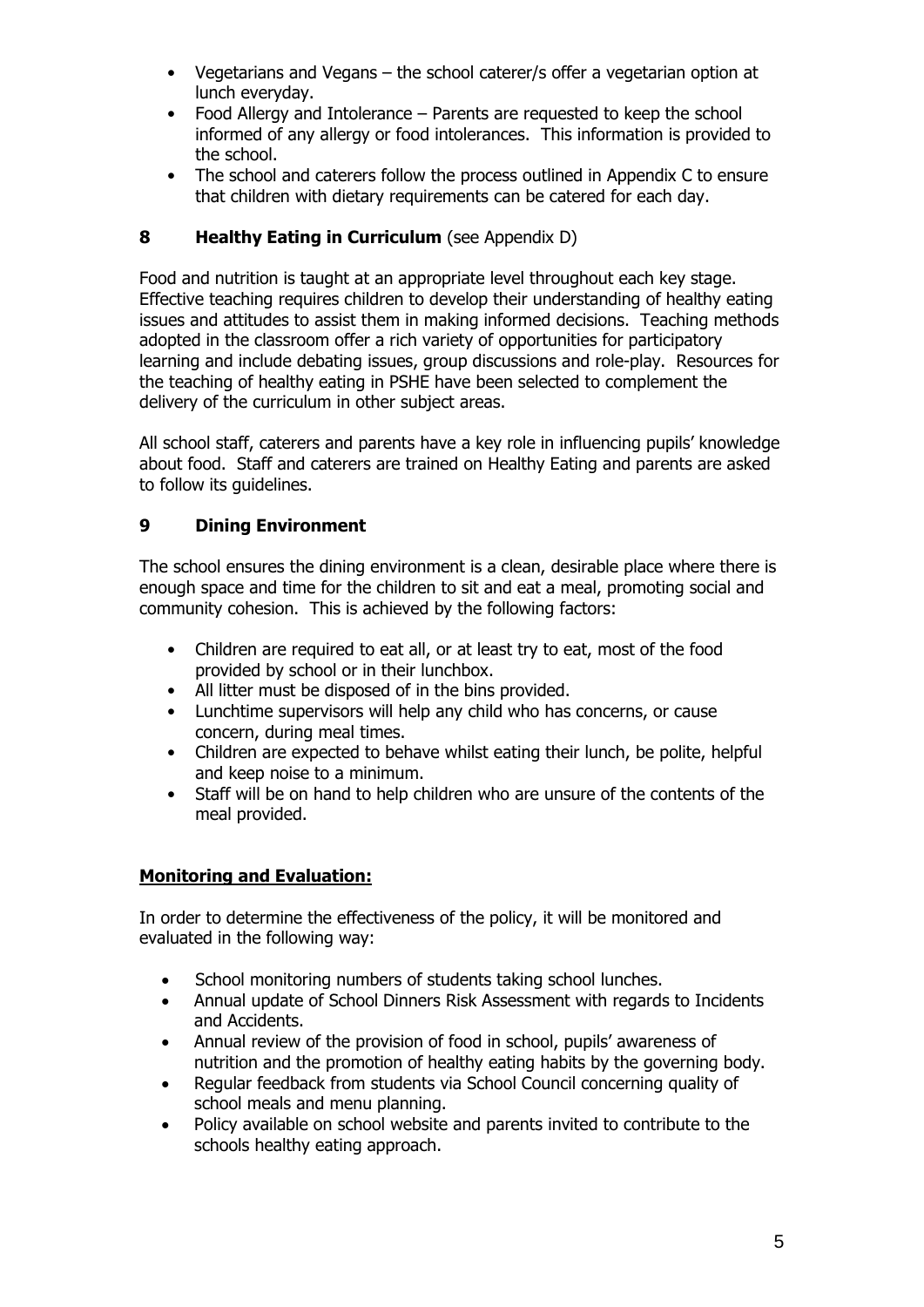- Vegetarians and Vegans – the school caterer/s offer a vegetarian option at lunch everyday.
- Food Allergy and Intolerance – Parents are requested to keep the school informed of any allergy or food intolerances. This information is provided to the school.
- The school and caterers follow the process outlined in Appendix C to ensure that children with dietary requirements can be catered for each day.

## 8 Healthy Eating in Curriculum (see Appendix D)

Food and nutrition is taught at an appropriate level throughout each key stage. Effective teaching requires children to develop their understanding of healthy eating issues and attitudes to assist them in making informed decisions. Teaching methods adopted in the classroom offer a rich variety of opportunities for participatory learning and include debating issues, group discussions and role-play. Resources for the teaching of healthy eating in PSHE have been selected to complement the delivery of the curriculum in other subject areas.

All school staff, caterers and parents have a key role in influencing pupils' knowledge about food. Staff and caterers are trained on Healthy Eating and parents are asked to follow its guidelines.

## 9 Dining Environment

The school ensures the dining environment is a clean, desirable place where there is enough space and time for the children to sit and eat a meal, promoting social and community cohesion. This is achieved by the following factors:

- Children are required to eat all, or at least try to eat, most of the food provided by school or in their lunchbox.
- All litter must be disposed of in the bins provided.
- Lunchtime supervisors will help any child who has concerns, or cause concern, during meal times.
- Children are expected to behave whilst eating their lunch, be polite, helpful and keep noise to a minimum.
- Staff will be on hand to help children who are unsure of the contents of the meal provided.

**Monitoring and Evaluation:**

In order to determine the effectiveness of the policy, it will be monitored and evaluated in the following way:

- School monitoring numbers of students taking school lunches.
- Annual update of School Dinners Risk Assessment with regards to Incidents and Accidents.
- Annual review of the provision of food in school, pupils' awareness of nutrition and the promotion of healthy eating habits by the governing body.
- Regular feedback from students via School Council concerning quality of school meals and menu planning.
- Policy available on school website and parents invited to contribute to the schools healthy eating approach.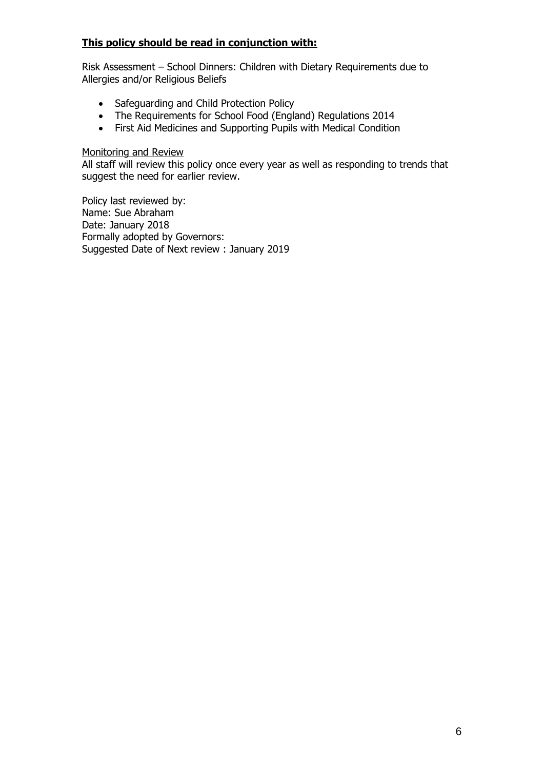**<u>This policy should be read in conjunction with:</u>**

Risk Assessment – School Dinners: Children with Dietary Requirements due to Allergies and/or Religious Beliefs

- Safeguarding and Child Protection Policy
- The Requirements for School Food (England) Regulations 2014
- First Aid Medicines and Supporting Pupils with Medical Condition

<u>Monitoring and Review</u>
All staff will review this policy once every year as well as responding to trends that suggest the need for earlier review.

Policy last reviewed by:
Name: Sue Abraham
Date: January 2018
Formally adopted by Governors:
Suggested Date of Next review : January 2019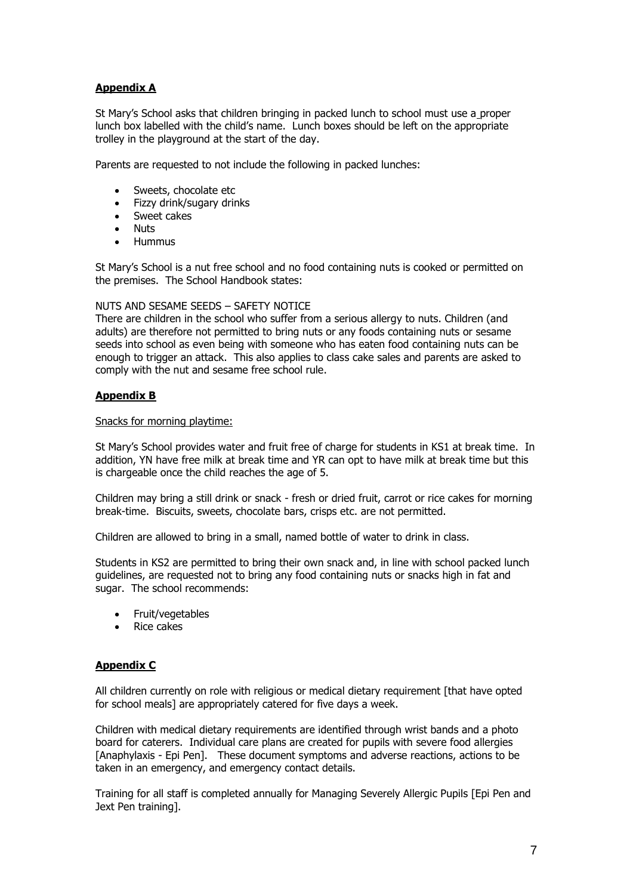## Appendix A

St Mary's School asks that children bringing in packed lunch to school must use a proper lunch box labelled with the child's name. Lunch boxes should be left on the appropriate trolley in the playground at the start of the day.

Parents are requested to not include the following in packed lunches:

- Sweets, chocolate etc
- Fizzy drink/sugary drinks
- Sweet cakes
- Nuts
- Hummus

St Mary's School is a nut free school and no food containing nuts is cooked or permitted on the premises. The School Handbook states:

NUTS AND SESAME SEEDS – SAFETY NOTICE
There are children in the school who suffer from a serious allergy to nuts. Children (and adults) are therefore not permitted to bring nuts or any foods containing nuts or sesame seeds into school as even being with someone who has eaten food containing nuts can be enough to trigger an attack. This also applies to class cake sales and parents are asked to comply with the nut and sesame free school rule.

## Appendix B

Snacks for morning playtime:

St Mary's School provides water and fruit free of charge for students in KS1 at break time. In addition, YN have free milk at break time and YR can opt to have milk at break time but this is chargeable once the child reaches the age of 5.

Children may bring a still drink or snack - fresh or dried fruit, carrot or rice cakes for morning break-time. Biscuits, sweets, chocolate bars, crisps etc. are not permitted.

Children are allowed to bring in a small, named bottle of water to drink in class.

Students in KS2 are permitted to bring their own snack and, in line with school packed lunch guidelines, are requested not to bring any food containing nuts or snacks high in fat and sugar. The school recommends:

- Fruit/vegetables
- Rice cakes

## Appendix C

All children currently on role with religious or medical dietary requirement [that have opted for school meals] are appropriately catered for five days a week.

Children with medical dietary requirements are identified through wrist bands and a photo board for caterers. Individual care plans are created for pupils with severe food allergies [Anaphylaxis - Epi Pen]. These document symptoms and adverse reactions, actions to be taken in an emergency, and emergency contact details.

Training for all staff is completed annually for Managing Severely Allergic Pupils [Epi Pen and Jext Pen training].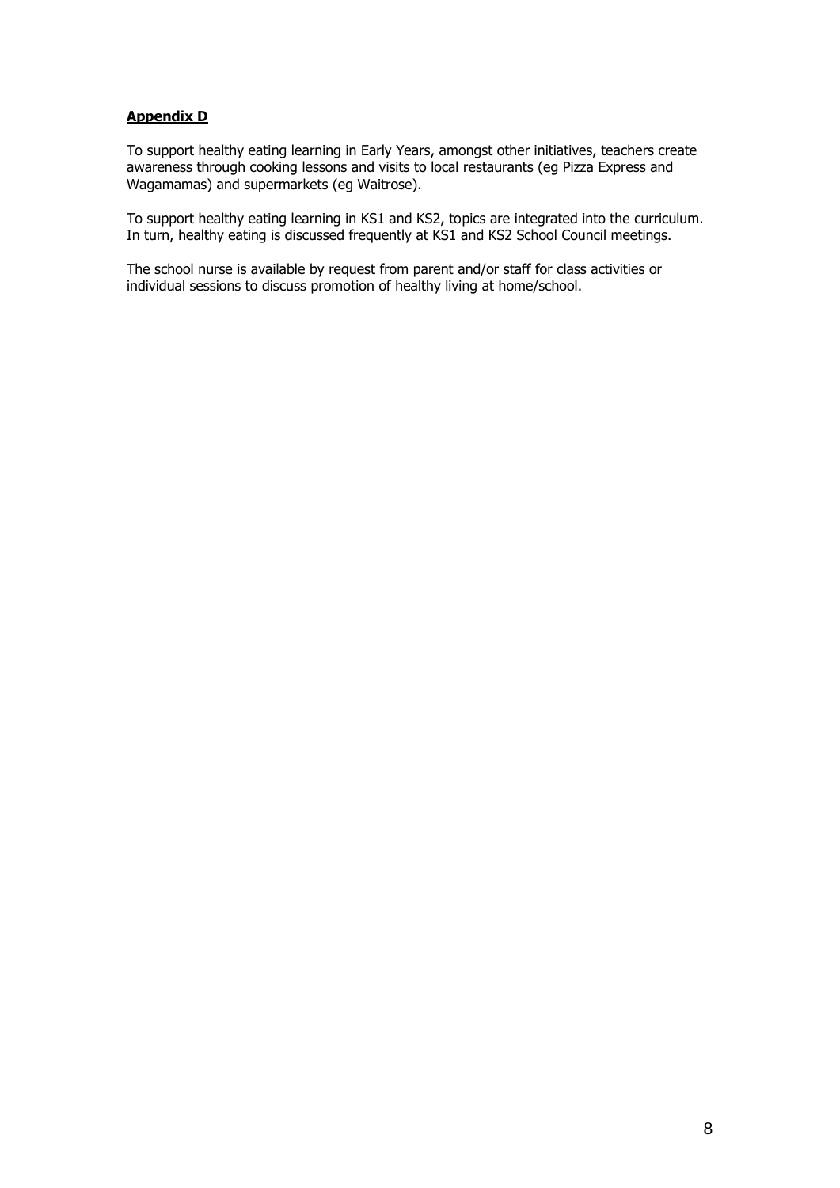## **Appendix D**

To support healthy eating learning in Early Years, amongst other initiatives, teachers create awareness through cooking lessons and visits to local restaurants (eg Pizza Express and Wagamamas) and supermarkets (eg Waitrose).

To support healthy eating learning in KS1 and KS2, topics are integrated into the curriculum. In turn, healthy eating is discussed frequently at KS1 and KS2 School Council meetings.

The school nurse is available by request from parent and/or staff for class activities or individual sessions to discuss promotion of healthy living at home/school.